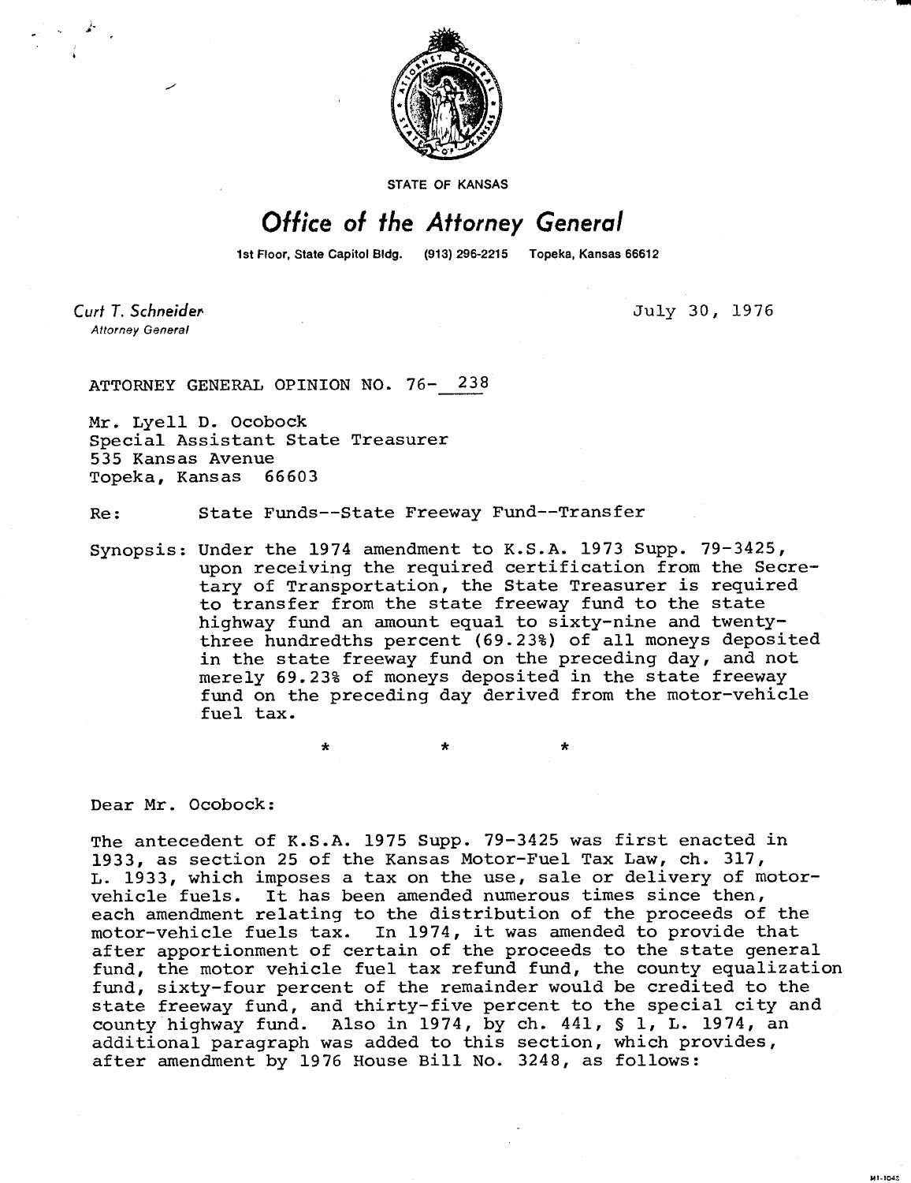STATE OF KANSAS

# Office of the Attorney General

1st Floor, State Capitol Bldg. (913) 296-2215 Topeka, Kansas 66612

Curt T. Schneider
*Attorney General*

July 30, 1976

ATTORNEY GENERAL OPINION NO. 76- 238

Mr. Lyell D. Ocobock
Special Assistant State Treasurer
535 Kansas Avenue
Topeka, Kansas 66603

Re: State Funds--State Freeway Fund--Transfer

Synopsis: Under the 1974 amendment to K.S.A. 1973 Supp. 79-3425, upon receiving the required certification from the Secretary of Transportation, the State Treasurer is required to transfer from the state freeway fund to the state highway fund an amount equal to sixty-nine and twenty-three hundredths percent (69.23%) of all moneys deposited in the state freeway fund on the preceding day, and not merely 69.23% of moneys deposited in the state freeway fund on the preceding day derived from the motor-vehicle fuel tax.

\* \* \*

Dear Mr. Ocobock:

The antecedent of K.S.A. 1975 Supp. 79-3425 was first enacted in 1933, as section 25 of the Kansas Motor-Fuel Tax Law, ch. 317, L. 1933, which imposes a tax on the use, sale or delivery of motor-vehicle fuels. It has been amended numerous times since then, each amendment relating to the distribution of the proceeds of the motor-vehicle fuels tax. In 1974, it was amended to provide that after apportionment of certain of the proceeds to the state general fund, the motor vehicle fuel tax refund fund, the county equalization fund, sixty-four percent of the remainder would be credited to the state freeway fund, and thirty-five percent to the special city and county highway fund. Also in 1974, by ch. 441, § 1, L. 1974, an additional paragraph was added to this section, which provides, after amendment by 1976 House Bill No. 3248, as follows: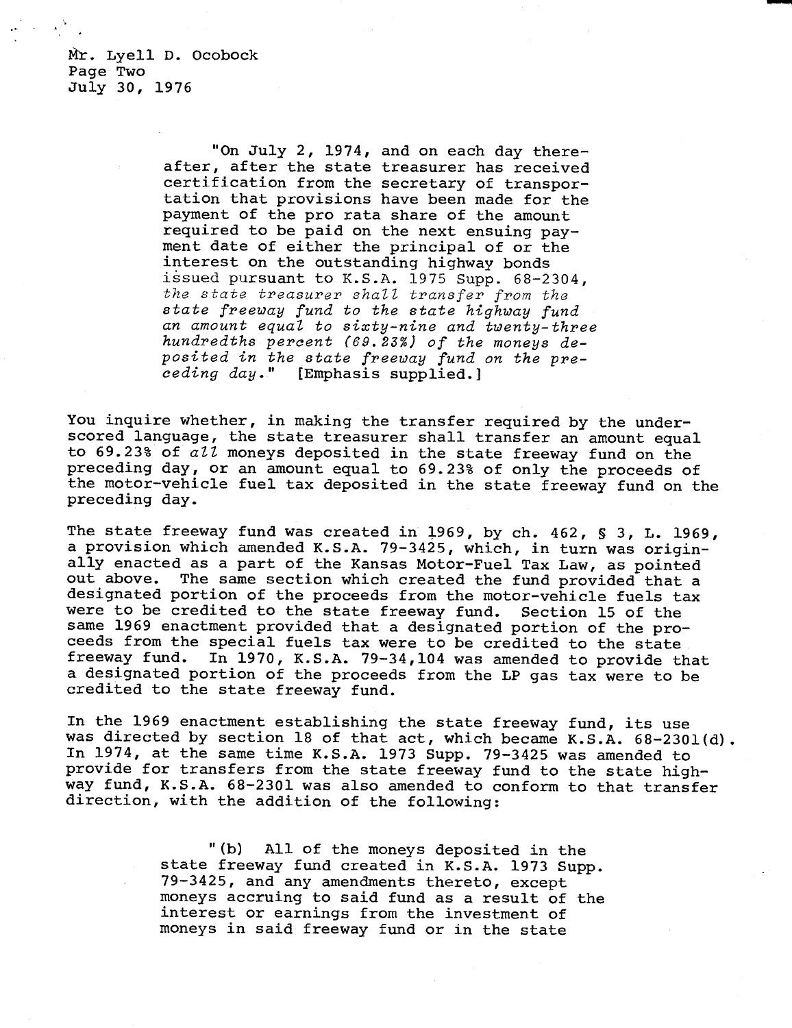Mr. Lyell D. Ocobock
Page Two
July 30, 1976

> "On July 2, 1974, and on each day thereafter, after the state treasurer has received certification from the secretary of transportation that provisions have been made for the payment of the pro rata share of the amount required to be paid on the next ensuing payment date of either the principal of or the interest on the outstanding highway bonds issued pursuant to K.S.A. 1975 Supp. 68-2304, *the state treasurer shall transfer from the state freeway fund to the state highway fund an amount equal to sixty-nine and twenty-three hundredths percent (69.23%) of the moneys deposited in the state freeway fund on the preceding day.*" [Emphasis supplied.]

You inquire whether, in making the transfer required by the underscored language, the state treasurer shall transfer an amount equal to 69.23% of *all* moneys deposited in the state freeway fund on the preceding day, or an amount equal to 69.23% of only the proceeds of the motor-vehicle fuel tax deposited in the state freeway fund on the preceding day.

The state freeway fund was created in 1969, by ch. 462, § 3, L. 1969, a provision which amended K.S.A. 79-3425, which, in turn was originally enacted as a part of the Kansas Motor-Fuel Tax Law, as pointed out above. The same section which created the fund provided that a designated portion of the proceeds from the motor-vehicle fuels tax were to be credited to the state freeway fund. Section 15 of the same 1969 enactment provided that a designated portion of the proceeds from the special fuels tax were to be credited to the state freeway fund. In 1970, K.S.A. 79-34,104 was amended to provide that a designated portion of the proceeds from the LP gas tax were to be credited to the state freeway fund.

In the 1969 enactment establishing the state freeway fund, its use was directed by section 18 of that act, which became K.S.A. 68-2301(d). In 1974, at the same time K.S.A. 1973 Supp. 79-3425 was amended to provide for transfers from the state freeway fund to the state highway fund, K.S.A. 68-2301 was also amended to conform to that transfer direction, with the addition of the following:

> "(b) All of the moneys deposited in the state freeway fund created in K.S.A. 1973 Supp. 79-3425, and any amendments thereto, except moneys accruing to said fund as a result of the interest or earnings from the investment of moneys in said freeway fund or in the state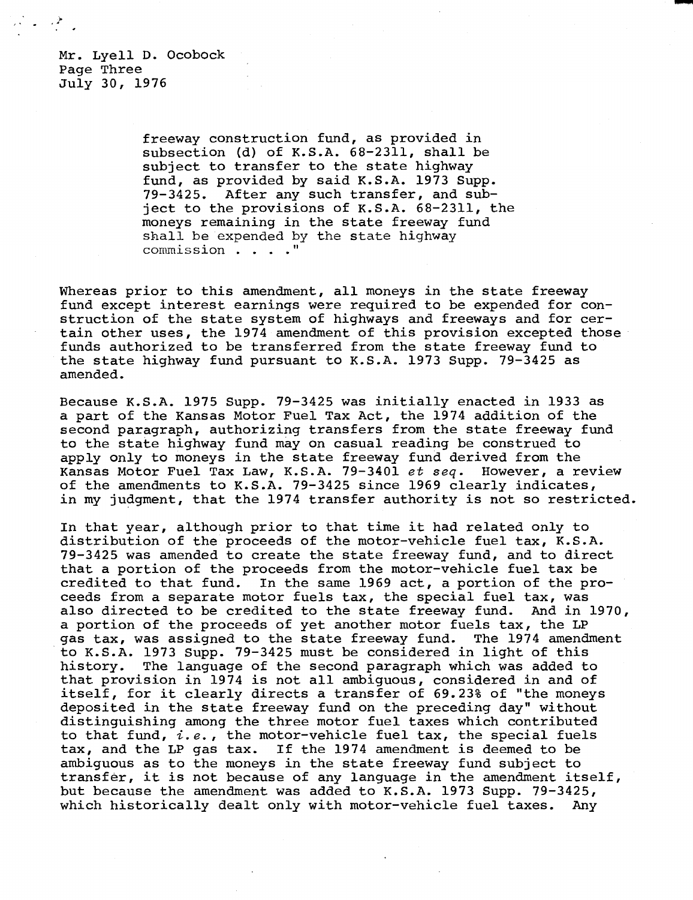freeway construction fund, as provided in subsection (d) of K.S.A. 68-2311, shall be subject to transfer to the state highway fund, as provided by said K.S.A. 1973 Supp. 79-3425. After any such transfer, and subject to the provisions of K.S.A. 68-2311, the moneys remaining in the state freeway fund shall be expended by the state highway commission . . . ."

Whereas prior to this amendment, all moneys in the state freeway fund except interest earnings were required to be expended for construction of the state system of highways and freeways and for certain other uses, the 1974 amendment of this provision excepted those funds authorized to be transferred from the state freeway fund to the state highway fund pursuant to K.S.A. 1973 Supp. 79-3425 as amended.

Because K.S.A. 1975 Supp. 79-3425 was initially enacted in 1933 as a part of the Kansas Motor Fuel Tax Act, the 1974 addition of the second paragraph, authorizing transfers from the state freeway fund to the state highway fund may on casual reading be construed to apply only to moneys in the state freeway fund derived from the Kansas Motor Fuel Tax Law, K.S.A. 79-3401 *et seq*. However, a review of the amendments to K.S.A. 79-3425 since 1969 clearly indicates, in my judgment, that the 1974 transfer authority is not so restricted.

In that year, although prior to that time it had related only to distribution of the proceeds of the motor-vehicle fuel tax, K.S.A. 79-3425 was amended to create the state freeway fund, and to direct that a portion of the proceeds from the motor-vehicle fuel tax be credited to that fund. In the same 1969 act, a portion of the proceeds from a separate motor fuels tax, the special fuel tax, was also directed to be credited to the state freeway fund. And in 1970, a portion of the proceeds of yet another motor fuels tax, the LP gas tax, was assigned to the state freeway fund. The 1974 amendment to K.S.A. 1973 Supp. 79-3425 must be considered in light of this history. The language of the second paragraph which was added to that provision in 1974 is not all ambiguous, considered in and of itself, for it clearly directs a transfer of 69.23% of "the moneys deposited in the state freeway fund on the preceding day" without distinguishing among the three motor fuel taxes which contributed to that fund, *i.e.*, the motor-vehicle fuel tax, the special fuels tax, and the LP gas tax. If the 1974 amendment is deemed to be ambiguous as to the moneys in the state freeway fund subject to transfer, it is not because of any language in the amendment itself, but because the amendment was added to K.S.A. 1973 Supp. 79-3425, which historically dealt only with motor-vehicle fuel taxes. Any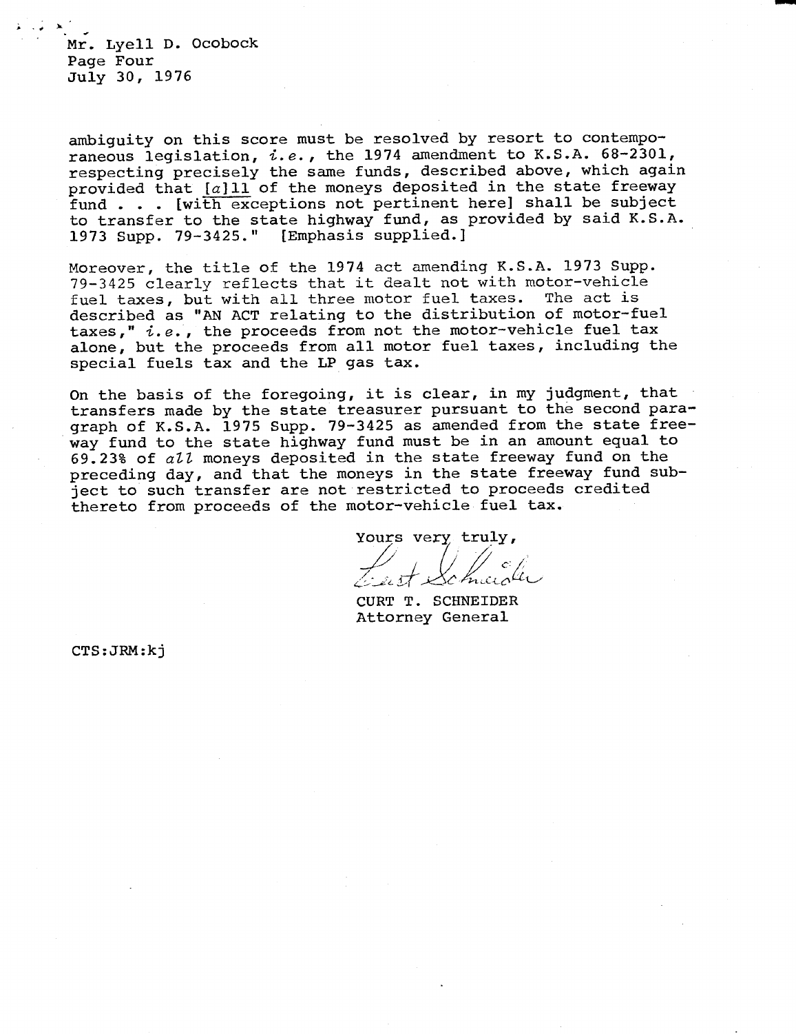Mr. Lyell D. Ocobock
Page Four
July 30, 1976

ambiguity on this score must be resolved by resort to contemporaneous legislation, *i.e.*, the 1974 amendment to K.S.A. 68-2301, respecting precisely the same funds, described above, which again provided that [*a*]ll of the moneys deposited in the state freeway fund . . . [with exceptions not pertinent here] shall be subject to transfer to the state highway fund, as provided by said K.S.A. 1973 Supp. 79-3425." [Emphasis supplied.]

Moreover, the title of the 1974 act amending K.S.A. 1973 Supp. 79-3425 clearly reflects that it dealt not with motor-vehicle fuel taxes, but with all three motor fuel taxes. The act is described as "AN ACT relating to the distribution of motor-fuel taxes," *i.e.*, the proceeds from not the motor-vehicle fuel tax alone, but the proceeds from all motor fuel taxes, including the special fuels tax and the LP gas tax.

On the basis of the foregoing, it is clear, in my judgment, that transfers made by the state treasurer pursuant to the second paragraph of K.S.A. 1975 Supp. 79-3425 as amended from the state freeway fund to the state highway fund must be in an amount equal to 69.23% of *all* moneys deposited in the state freeway fund on the preceding day, and that the moneys in the state freeway fund subject to such transfer are not restricted to proceeds credited thereto from proceeds of the motor-vehicle fuel tax.

Yours very truly,

CURT T. SCHNEIDER
Attorney General

CTS:JRM:kj